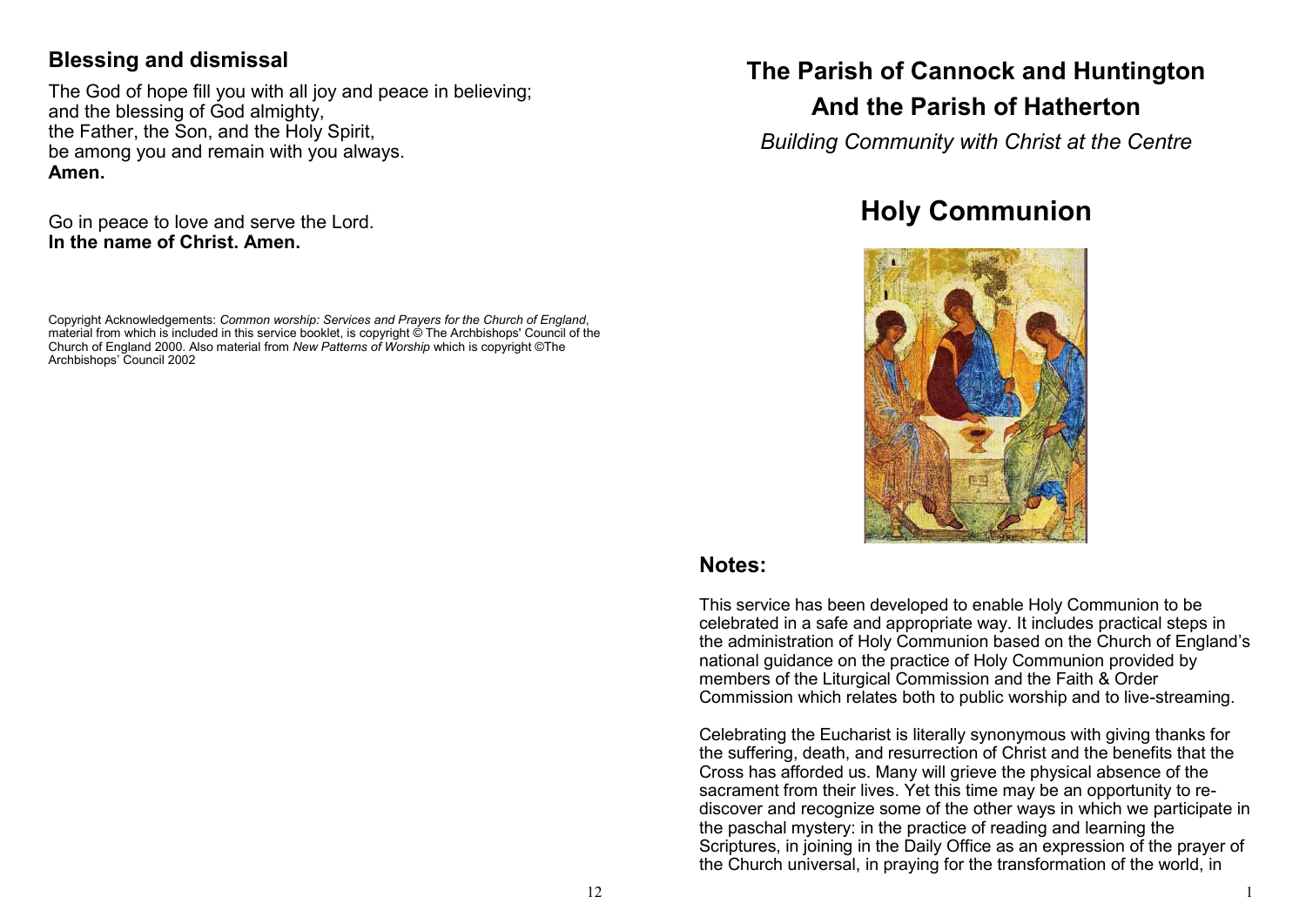## Blessing and dismissal

The God of hope fill you with all joy and peace in believing;
and the blessing of God almighty,
the Father, the Son, and the Holy Spirit,
be among you and remain with you always.
**Amen.**

Go in peace to love and serve the Lord.
**In the name of Christ. Amen.**

Copyright Acknowledgements: *Common worship: Services and Prayers for the Church of England*, material from which is included in this service booklet, is copyright © The Archbishops' Council of the Church of England 2000. Also material from *New Patterns of Worship* which is copyright ©The Archbishops' Council 2002

# The Parish of Cannock and Huntington
# And the Parish of Hatherton

*Building Community with Christ at the Centre*

# Holy Communion

## Notes:

This service has been developed to enable Holy Communion to be celebrated in a safe and appropriate way. It includes practical steps in the administration of Holy Communion based on the Church of England's national guidance on the practice of Holy Communion provided by members of the Liturgical Commission and the Faith & Order Commission which relates both to public worship and to live-streaming.

Celebrating the Eucharist is literally synonymous with giving thanks for the suffering, death, and resurrection of Christ and the benefits that the Cross has afforded us. Many will grieve the physical absence of the sacrament from their lives. Yet this time may be an opportunity to re-discover and recognize some of the other ways in which we participate in the paschal mystery: in the practice of reading and learning the Scriptures, in joining in the Daily Office as an expression of the prayer of the Church universal, in praying for the transformation of the world, in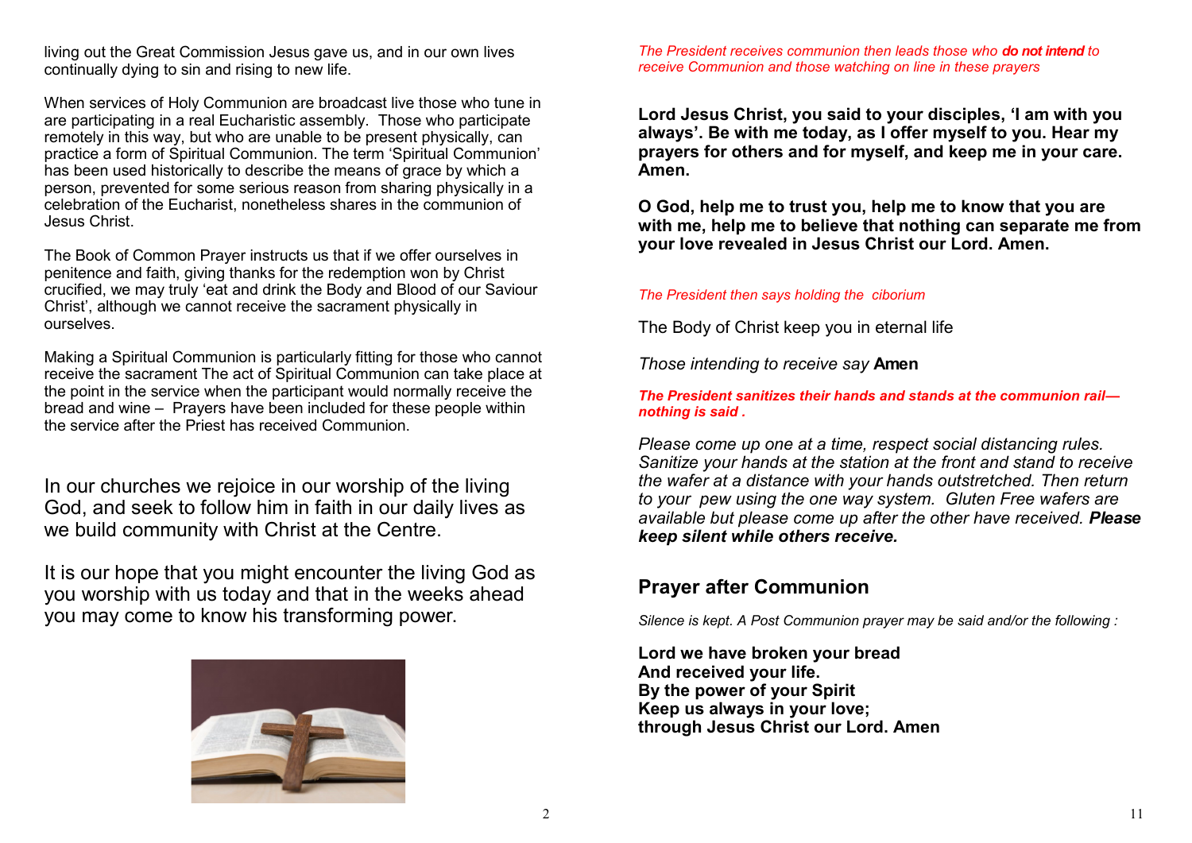living out the Great Commission Jesus gave us, and in our own lives continually dying to sin and rising to new life.

When services of Holy Communion are broadcast live those who tune in are participating in a real Eucharistic assembly. Those who participate remotely in this way, but who are unable to be present physically, can practice a form of Spiritual Communion. The term 'Spiritual Communion' has been used historically to describe the means of grace by which a person, prevented for some serious reason from sharing physically in a celebration of the Eucharist, nonetheless shares in the communion of Jesus Christ.

The Book of Common Prayer instructs us that if we offer ourselves in penitence and faith, giving thanks for the redemption won by Christ crucified, we may truly 'eat and drink the Body and Blood of our Saviour Christ', although we cannot receive the sacrament physically in ourselves.

Making a Spiritual Communion is particularly fitting for those who cannot receive the sacrament The act of Spiritual Communion can take place at the point in the service when the participant would normally receive the bread and wine – Prayers have been included for these people within the service after the Priest has received Communion.

In our churches we rejoice in our worship of the living God, and seek to follow him in faith in our daily lives as we build community with Christ at the Centre.

It is our hope that you might encounter the living God as you worship with us today and that in the weeks ahead you may come to know his transforming power.

*The President receives communion then leads those who* ***do not intend*** *to receive Communion and those watching on line in these prayers*

**Lord Jesus Christ, you said to your disciples, 'I am with you always'. Be with me today, as I offer myself to you. Hear my prayers for others and for myself, and keep me in your care. Amen.**

**O God, help me to trust you, help me to know that you are with me, help me to believe that nothing can separate me from your love revealed in Jesus Christ our Lord. Amen.**

*The President then says holding the ciborium*

The Body of Christ keep you in eternal life

*Those intending to receive say* **Amen**

***The President sanitizes their hands and stands at the communion rail—nothing is said .***

*Please come up one at a time, respect social distancing rules. Sanitize your hands at the station at the front and stand to receive the wafer at a distance with your hands outstretched. Then return to your pew using the one way system. Gluten Free wafers are available but please come up after the other have received.* ***Please keep silent while others receive.***

## Prayer after Communion

*Silence is kept. A Post Communion prayer may be said and/or the following :*

**Lord we have broken your bread**
**And received your life.**
**By the power of your Spirit**
**Keep us always in your love;**
**through Jesus Christ our Lord. Amen**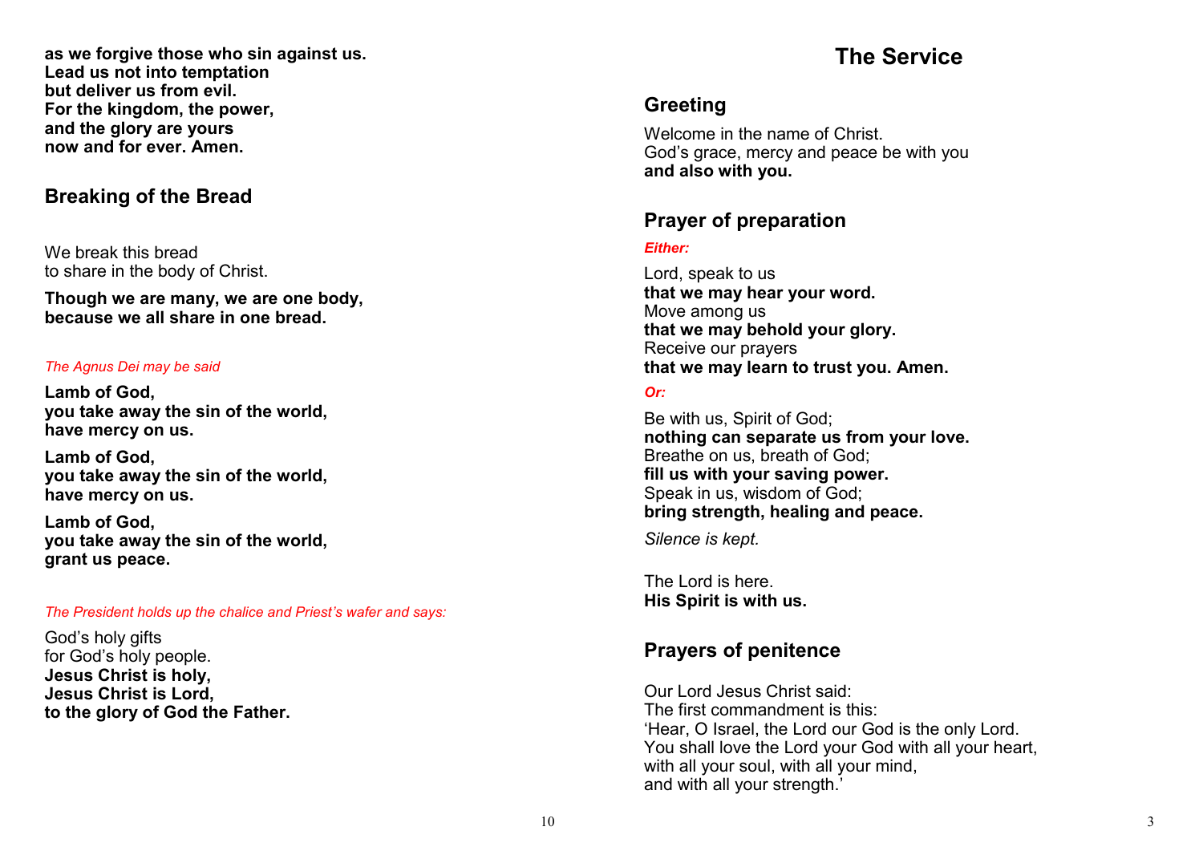**as we forgive those who sin against us.**
**Lead us not into temptation**
**but deliver us from evil.**
**For the kingdom, the power,**
**and the glory are yours**
**now and for ever. Amen.**

## Breaking of the Bread

We break this bread
to share in the body of Christ.

**Though we are many, we are one body,**
**because we all share in one bread.**

*The Agnus Dei may be said*

**Lamb of God,**
**you take away the sin of the world,**
**have mercy on us.**

**Lamb of God,**
**you take away the sin of the world,**
**have mercy on us.**

**Lamb of God,**
**you take away the sin of the world,**
**grant us peace.**

*The President holds up the chalice and Priest's wafer and says:*

God's holy gifts
for God's holy people.
**Jesus Christ is holy,**
**Jesus Christ is Lord,**
**to the glory of God the Father.**

# The Service

## Greeting

Welcome in the name of Christ.
God's grace, mercy and peace be with you
**and also with you.**

## Prayer of preparation

***Either:***

Lord, speak to us
**that we may hear your word.**
Move among us
**that we may behold your glory.**
Receive our prayers
**that we may learn to trust you. Amen.**

***Or:***

Be with us, Spirit of God;
**nothing can separate us from your love.**
Breathe on us, breath of God;
**fill us with your saving power.**
Speak in us, wisdom of God;
**bring strength, healing and peace.**

*Silence is kept.*

The Lord is here.
**His Spirit is with us.**

## Prayers of penitence

Our Lord Jesus Christ said:
The first commandment is this:
'Hear, O Israel, the Lord our God is the only Lord.
You shall love the Lord your God with all your heart,
with all your soul, with all your mind,
and with all your strength.'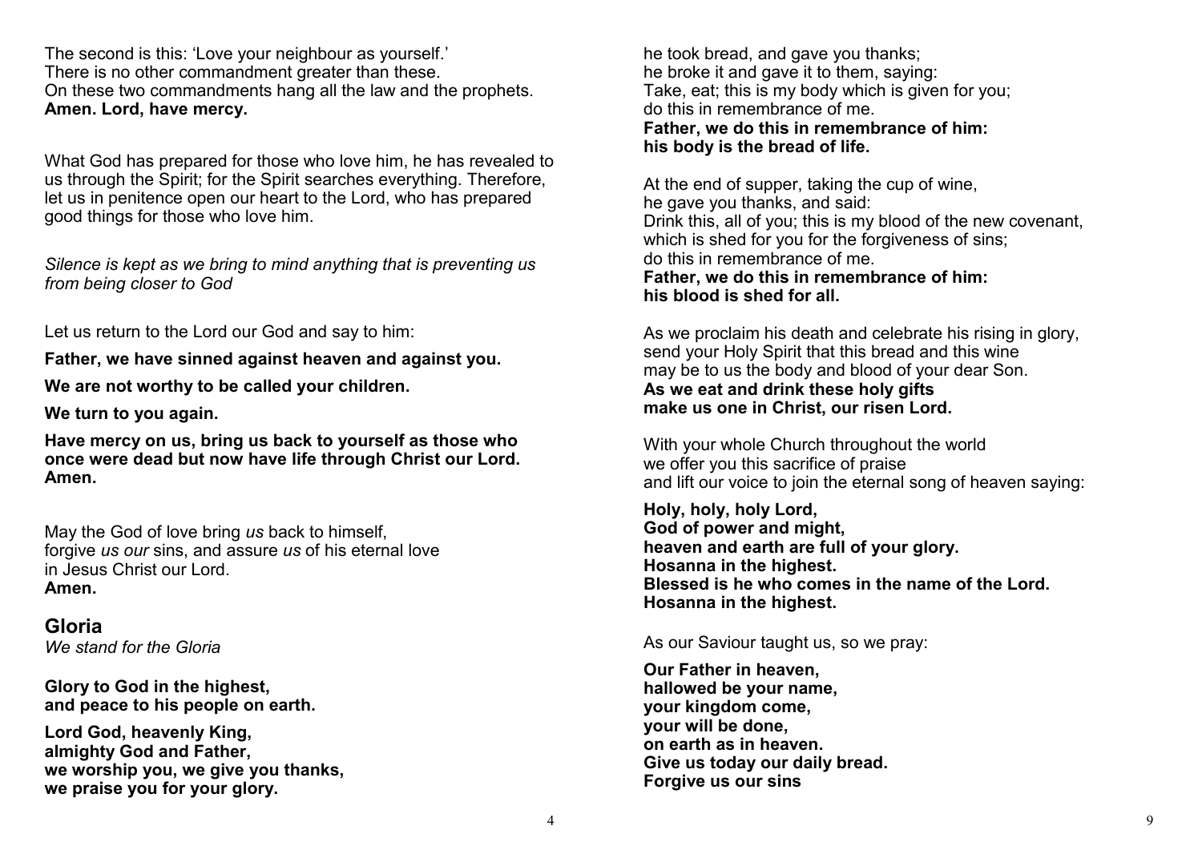The second is this: 'Love your neighbour as yourself.'
There is no other commandment greater than these.
On these two commandments hang all the law and the prophets.
**Amen. Lord, have mercy.**

What God has prepared for those who love him, he has revealed to us through the Spirit; for the Spirit searches everything. Therefore, let us in penitence open our heart to the Lord, who has prepared good things for those who love him.

*Silence is kept as we bring to mind anything that is preventing us from being closer to God*

Let us return to the Lord our God and say to him:

**Father, we have sinned against heaven and against you.**

**We are not worthy to be called your children.**

**We turn to you again.**

**Have mercy on us, bring us back to yourself as those who once were dead but now have life through Christ our Lord. Amen.**

May the God of love bring *us* back to himself,
forgive *us our* sins, and assure *us* of his eternal love
in Jesus Christ our Lord.
**Amen.**

## Gloria

*We stand for the Gloria*

**Glory to God in the highest,
and peace to his people on earth.**

**Lord God, heavenly King,
almighty God and Father,
we worship you, we give you thanks,
we praise you for your glory.**

he took bread, and gave you thanks;
he broke it and gave it to them, saying:
Take, eat; this is my body which is given for you;
do this in remembrance of me.
**Father, we do this in remembrance of him:
his body is the bread of life.**

At the end of supper, taking the cup of wine,
he gave you thanks, and said:
Drink this, all of you; this is my blood of the new covenant,
which is shed for you for the forgiveness of sins;
do this in remembrance of me.
**Father, we do this in remembrance of him:
his blood is shed for all.**

As we proclaim his death and celebrate his rising in glory,
send your Holy Spirit that this bread and this wine
may be to us the body and blood of your dear Son.
**As we eat and drink these holy gifts
make us one in Christ, our risen Lord.**

With your whole Church throughout the world
we offer you this sacrifice of praise
and lift our voice to join the eternal song of heaven saying:

**Holy, holy, holy Lord,
God of power and might,
heaven and earth are full of your glory.
Hosanna in the highest.
Blessed is he who comes in the name of the Lord.
Hosanna in the highest.**

As our Saviour taught us, so we pray:

**Our Father in heaven,
hallowed be your name,
your kingdom come,
your will be done,
on earth as in heaven.
Give us today our daily bread.
Forgive us our sins**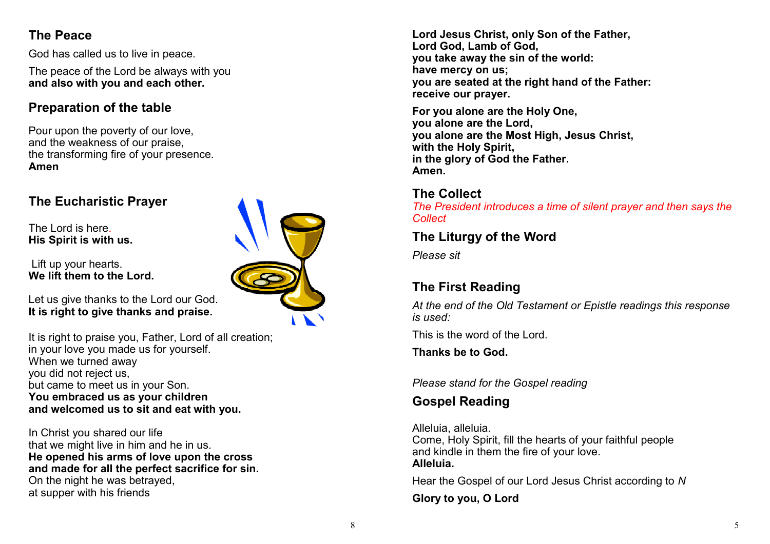## The Peace

God has called us to live in peace.

The peace of the Lord be always with you
**and also with you and each other.**

## Preparation of the table

Pour upon the poverty of our love,
and the weakness of our praise,
the transforming fire of your presence.
**Amen**

## The Eucharistic Prayer

The Lord is here.
**His Spirit is with us.**

Lift up your hearts.
**We lift them to the Lord.**

Let us give thanks to the Lord our God.
**It is right to give thanks and praise.**

It is right to praise you, Father, Lord of all creation;
in your love you made us for yourself.
When we turned away
you did not reject us,
but came to meet us in your Son.
**You embraced us as your children**
**and welcomed us to sit and eat with you.**

In Christ you shared our life
that we might live in him and he in us.
**He opened his arms of love upon the cross**
**and made for all the perfect sacrifice for sin.**
On the night he was betrayed,
at supper with his friends

**Lord Jesus Christ, only Son of the Father,**
**Lord God, Lamb of God,**
**you take away the sin of the world:**
**have mercy on us;**
**you are seated at the right hand of the Father:**
**receive our prayer.**

**For you alone are the Holy One,**
**you alone are the Lord,**
**you alone are the Most High, Jesus Christ,**
**with the Holy Spirit,**
**in the glory of God the Father.**
**Amen.**

## The Collect

*The President introduces a time of silent prayer and then says the Collect*

## The Liturgy of the Word

*Please sit*

## The First Reading

*At the end of the Old Testament or Epistle readings this response is used:*

This is the word of the Lord.

**Thanks be to God.**

*Please stand for the Gospel reading*

## Gospel Reading

Alleluia, alleluia.
Come, Holy Spirit, fill the hearts of your faithful people
and kindle in them the fire of your love.
**Alleluia.**

Hear the Gospel of our Lord Jesus Christ according to *N*

**Glory to you, O Lord**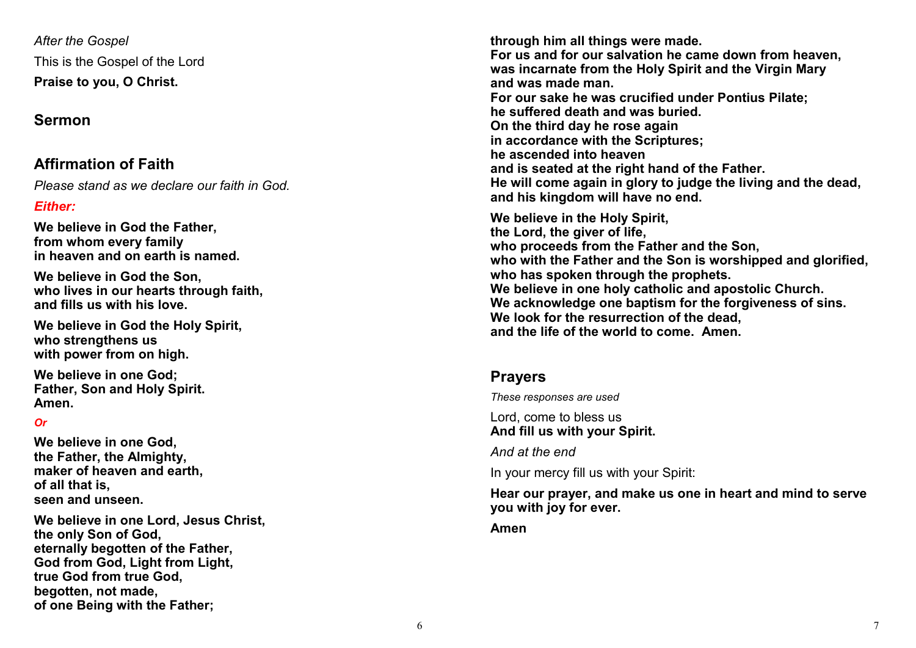*After the Gospel*

This is the Gospel of the Lord

**Praise to you, O Christ.**

## Sermon

## Affirmation of Faith

*Please stand as we declare our faith in God.*

***Either:***

**We believe in God the Father,
from whom every family
in heaven and on earth is named.**

**We believe in God the Son,
who lives in our hearts through faith,
and fills us with his love.**

**We believe in God the Holy Spirit,
who strengthens us
with power from on high.**

**We believe in one God;
Father, Son and Holy Spirit.
Amen.**

***Or***

**We believe in one God,
the Father, the Almighty,
maker of heaven and earth,
of all that is,
seen and unseen.**

**We believe in one Lord, Jesus Christ,
the only Son of God,
eternally begotten of the Father,
God from God, Light from Light,
true God from true God,
begotten, not made,
of one Being with the Father;
through him all things were made.
For us and for our salvation he came down from heaven,
was incarnate from the Holy Spirit and the Virgin Mary
and was made man.
For our sake he was crucified under Pontius Pilate;
he suffered death and was buried.
On the third day he rose again
in accordance with the Scriptures;
he ascended into heaven
and is seated at the right hand of the Father.
He will come again in glory to judge the living and the dead,
and his kingdom will have no end.**

**We believe in the Holy Spirit,
the Lord, the giver of life,
who proceeds from the Father and the Son,
who with the Father and the Son is worshipped and glorified,
who has spoken through the prophets.
We believe in one holy catholic and apostolic Church.
We acknowledge one baptism for the forgiveness of sins.
We look for the resurrection of the dead,
and the life of the world to come. Amen.**

## Prayers

*These responses are used*

Lord, come to bless us
**And fill us with your Spirit.**

*And at the end*

In your mercy fill us with your Spirit:

**Hear our prayer, and make us one in heart and mind to serve you with joy for ever.**

**Amen**